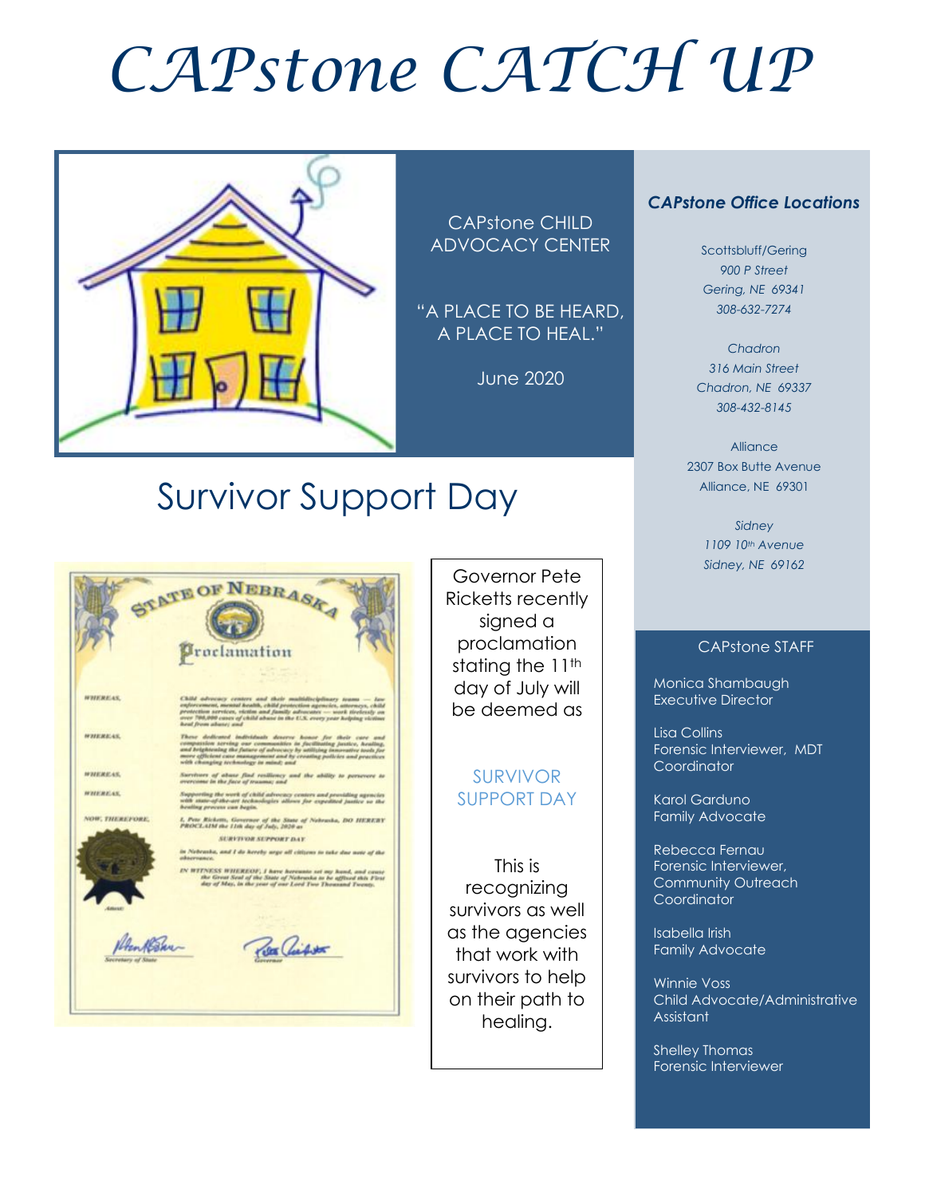# CAPstone CATCH UP

CAPstone CHILD ADVOCACY CENTER

"A PLACE TO BE HEARD, A PLACE TO HEAL."

June 2020

## Survivor Support Day

STATE OF NEBRASKA

Proclamation

WHEREAS, Child advocacy centers and their multidisciplinary teams — law enforcement, mental health, child protection agencies, attorneys, child protection services, victim and family advocates — work tirelessly on over 700,000 cases of child abuse in the U.S. every year helping victims heal from abuse; and

WHEREAS, These dedicated individuals deserve honor for their care and compassion serving our communities in facilitating justice, healing, and brightening the future of advocacy by utilizing innovative tools for more efficient case management and by creating policies and practices with changing technology in mind; and

WHEREAS, Survivors of abuse find resiliency and the ability to persevere to overcome in the face of trauma; and

WHEREAS, Supporting the work of child advocacy centers and providing agencies with state-of-the-art technologies allows for expedited justice so the healing process can begin.

NOW, THEREFORE, I, Pete Ricketts, Governor of the State of Nebraska, DO HEREBY PROCLAIM the 11th day of July, 2020 as

SURVIVOR SUPPORT DAY

in Nebraska, and I do hereby urge all citizens to take due note of the observance.

IN WITNESS WHEREOF, I have hereunto set my hand, and cause the Great Seal of the State of Nebraska to be affixed this First day of May, in the year of our Lord Two Thousand Twenty.

Attest:

Secretary of State

Governor

Governor Pete Ricketts recently signed a proclamation stating the 11th day of July will be deemed as

SURVIVOR SUPPORT DAY

This is recognizing survivors as well as the agencies that work with survivors to help on their path to healing.

### *CAPstone Office Locations*

Scottsbluff/Gering
*900 P Street*
*Gering, NE 69341*
*308-632-7274*

*Chadron*
*316 Main Street*
*Chadron, NE 69337*
*308-432-8145*

Alliance
2307 Box Butte Avenue
Alliance, NE 69301

*Sidney*
*1109 10th Avenue*
*Sidney, NE 69162*

### CAPstone STAFF

Monica Shambaugh
Executive Director

Lisa Collins
Forensic Interviewer, MDT Coordinator

Karol Garduno
Family Advocate

Rebecca Fernau
Forensic Interviewer, Community Outreach Coordinator

Isabella Irish
Family Advocate

Winnie Voss
Child Advocate/Administrative Assistant

Shelley Thomas
Forensic Interviewer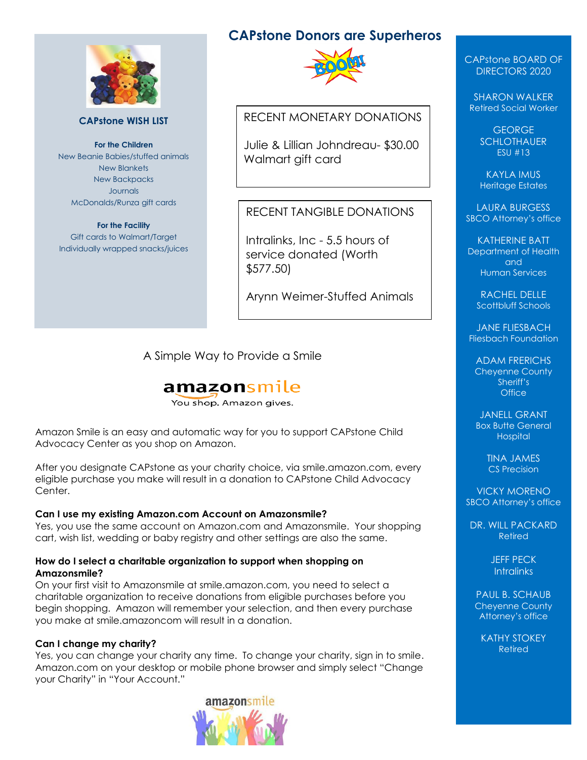## CAPstone WISH LIST

**For the Children**

New Beanie Babies/stuffed animals
New Blankets
New Backpacks
Journals
McDonalds/Runza gift cards

**For the Facility**

Gift cards to Walmart/Target
Individually wrapped snacks/juices

## CAPstone Donors are Superheros

### RECENT MONETARY DONATIONS

Julie & Lillian Johndreau- $30.00 Walmart gift card

### RECENT TANGIBLE DONATIONS

Intralinks, Inc - 5.5 hours of service donated (Worth $577.50)

Arynn Weimer-Stuffed Animals

## A Simple Way to Provide a Smile

amazonsmile
You shop. Amazon gives.

Amazon Smile is an easy and automatic way for you to support CAPstone Child Advocacy Center as you shop on Amazon.

After you designate CAPstone as your charity choice, via smile.amazon.com, every eligible purchase you make will result in a donation to CAPstone Child Advocacy Center.

**Can I use my existing Amazon.com Account on Amazonsmile?**
Yes, you use the same account on Amazon.com and Amazonsmile. Your shopping cart, wish list, wedding or baby registry and other settings are also the same.

**How do I select a charitable organization to support when shopping on Amazonsmile?**
On your first visit to Amazonsmile at smile.amazon.com, you need to select a charitable organization to receive donations from eligible purchases before you begin shopping. Amazon will remember your selection, and then every purchase you make at smile.amazoncom will result in a donation.

**Can I change my charity?**
Yes, you can change your charity any time. To change your charity, sign in to smile. Amazon.com on your desktop or mobile phone browser and simply select "Change your Charity" in "Your Account."

## CAPstone BOARD OF DIRECTORS 2020

SHARON WALKER
Retired Social Worker

GEORGE SCHLOTHAUER
ESU #13

KAYLA IMUS
Heritage Estates

LAURA BURGESS
SBCO Attorney's office

KATHERINE BATT
Department of Health and Human Services

RACHEL DELLE
Scottbluff Schools

JANE FLIESBACH
Fliesbach Foundation

ADAM FRERICHS
Cheyenne County Sheriff's Office

JANELL GRANT
Box Butte General Hospital

TINA JAMES
CS Precision

VICKY MORENO
SBCO Attorney's office

DR. WILL PACKARD
Retired

JEFF PECK
Intralinks

PAUL B. SCHAUB
Cheyenne County Attorney's office

KATHY STOKEY
Retired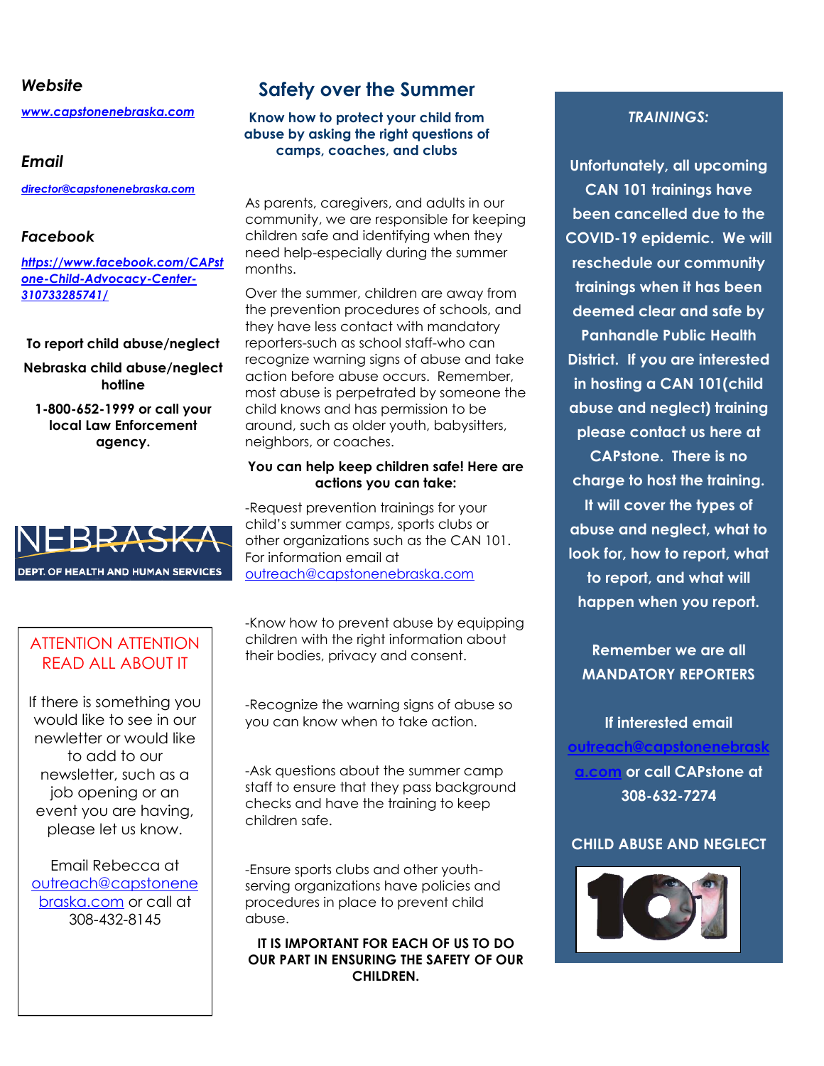### *Website*

[www.capstonenebraska.com](http://www.capstonenebraska.com)

### *Email*

[director@capstonenebraska.com](mailto:director@capstonenebraska.com)

### *Facebook*

[https://www.facebook.com/CAPstone-Child-Advocacy-Center-310733285741/](https://www.facebook.com/CAPstone-Child-Advocacy-Center-310733285741/)

**To report child abuse/neglect**

**Nebraska child abuse/neglect hotline**

**1-800-652-1999 or call your local Law Enforcement agency.**

NEBRASKA
DEPT. OF HEALTH AND HUMAN SERVICES

ATTENTION ATTENTION
READ ALL ABOUT IT

If there is something you would like to see in our newletter or would like to add to our newsletter, such as a job opening or an event you are having, please let us know.

Email Rebecca at outreach@capstonebraska.com or call at 308-432-8145

## Safety over the Summer

**Know how to protect your child from abuse by asking the right questions of camps, coaches, and clubs**

As parents, caregivers, and adults in our community, we are responsible for keeping children safe and identifying when they need help-especially during the summer months.

Over the summer, children are away from the prevention procedures of schools, and they have less contact with mandatory reporters-such as school staff-who can recognize warning signs of abuse and take action before abuse occurs. Remember, most abuse is perpetrated by someone the child knows and has permission to be around, such as older youth, babysitters, neighbors, or coaches.

**You can help keep children safe! Here are actions you can take:**

-Request prevention trainings for your child's summer camps, sports clubs or other organizations such as the CAN 101. For information email at outreach@capstonenebraska.com

-Know how to prevent abuse by equipping children with the right information about their bodies, privacy and consent.

-Recognize the warning signs of abuse so you can know when to take action.

-Ask questions about the summer camp staff to ensure that they pass background checks and have the training to keep children safe.

-Ensure sports clubs and other youth-serving organizations have policies and procedures in place to prevent child abuse.

**IT IS IMPORTANT FOR EACH OF US TO DO OUR PART IN ENSURING THE SAFETY OF OUR CHILDREN.**

***TRAININGS:***

**Unfortunately, all upcoming CAN 101 trainings have been cancelled due to the COVID-19 epidemic. We will reschedule our community trainings when it has been deemed clear and safe by Panhandle Public Health District. If you are interested in hosting a CAN 101(child abuse and neglect) training please contact us here at CAPstone. There is no charge to host the training. It will cover the types of abuse and neglect, what to look for, how to report, what to report, and what will happen when you report.**

**Remember we are all MANDATORY REPORTERS**

**If interested email outreach@capstonenebraska.com or call CAPstone at 308-632-7274**

**CHILD ABUSE AND NEGLECT**

101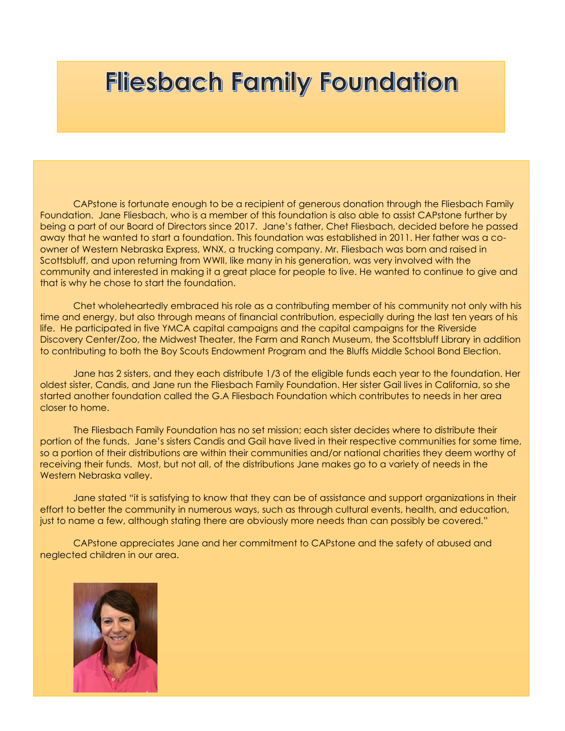# Fliesbach Family Foundation

CAPstone is fortunate enough to be a recipient of generous donation through the Fliesbach Family Foundation. Jane Fliesbach, who is a member of this foundation is also able to assist CAPstone further by being a part of our Board of Directors since 2017. Jane's father, Chet Fliesbach, decided before he passed away that he wanted to start a foundation. This foundation was established in 2011. Her father was a co-owner of Western Nebraska Express, WNX, a trucking company. Mr. Fliesbach was born and raised in Scottsbluff, and upon returning from WWII, like many in his generation, was very involved with the community and interested in making it a great place for people to live. He wanted to continue to give and that is why he chose to start the foundation.

Chet wholeheartedly embraced his role as a contributing member of his community not only with his time and energy, but also through means of financial contribution, especially during the last ten years of his life. He participated in five YMCA capital campaigns and the capital campaigns for the Riverside Discovery Center/Zoo, the Midwest Theater, the Farm and Ranch Museum, the Scottsbluff Library in addition to contributing to both the Boy Scouts Endowment Program and the Bluffs Middle School Bond Election.

Jane has 2 sisters, and they each distribute 1/3 of the eligible funds each year to the foundation. Her oldest sister, Candis, and Jane run the Fliesbach Family Foundation. Her sister Gail lives in California, so she started another foundation called the G.A Fliesbach Foundation which contributes to needs in her area closer to home.

The Fliesbach Family Foundation has no set mission; each sister decides where to distribute their portion of the funds. Jane's sisters Candis and Gail have lived in their respective communities for some time, so a portion of their distributions are within their communities and/or national charities they deem worthy of receiving their funds. Most, but not all, of the distributions Jane makes go to a variety of needs in the Western Nebraska valley.

Jane stated "it is satisfying to know that they can be of assistance and support organizations in their effort to better the community in numerous ways, such as through cultural events, health, and education, just to name a few, although stating there are obviously more needs than can possibly be covered."

CAPstone appreciates Jane and her commitment to CAPstone and the safety of abused and neglected children in our area.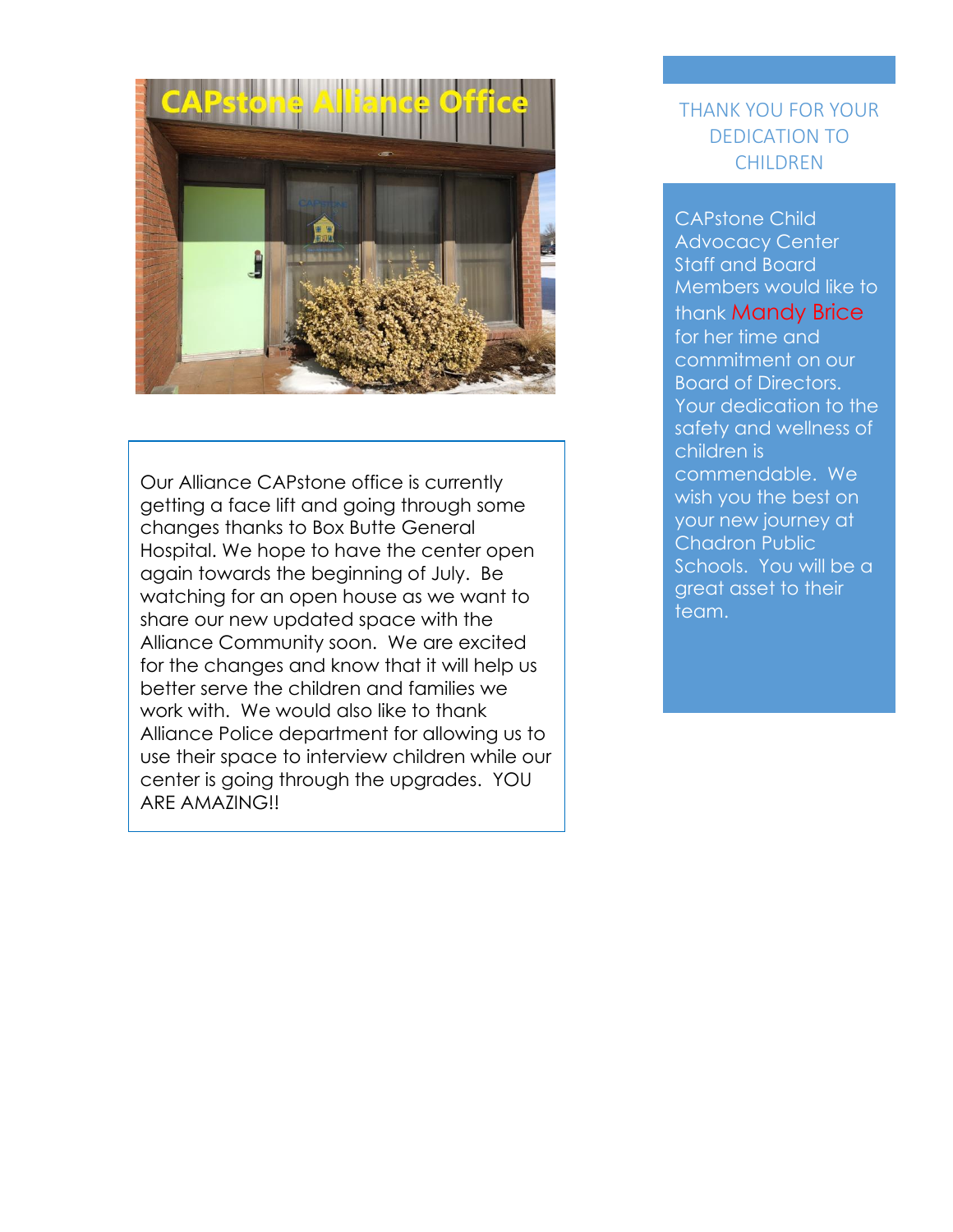Our Alliance CAPstone office is currently getting a face lift and going through some changes thanks to Box Butte General Hospital. We hope to have the center open again towards the beginning of July. Be watching for an open house as we want to share our new updated space with the Alliance Community soon. We are excited for the changes and know that it will help us better serve the children and families we work with. We would also like to thank Alliance Police department for allowing us to use their space to interview children while our center is going through the upgrades. YOU ARE AMAZING!!

## THANK YOU FOR YOUR DEDICATION TO CHILDREN

CAPstone Child Advocacy Center Staff and Board Members would like to thank Mandy Brice for her time and commitment on our Board of Directors. Your dedication to the safety and wellness of children is commendable. We wish you the best on your new journey at Chadron Public Schools. You will be a great asset to their team.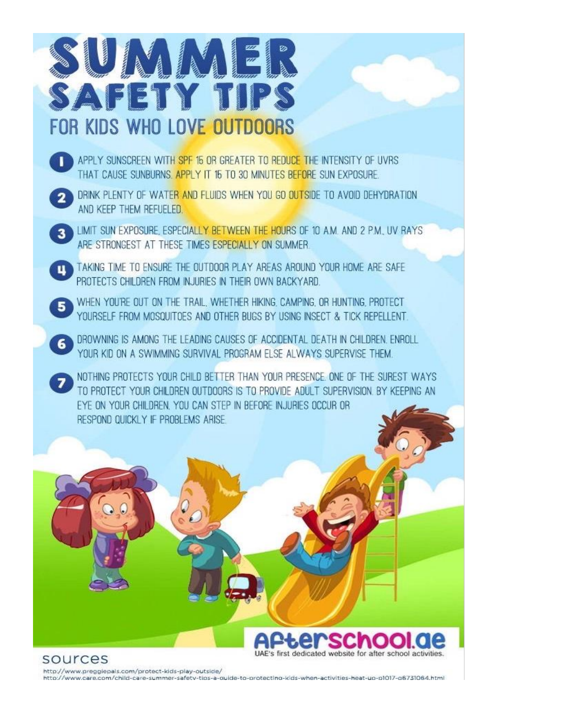# SUMMER SAFETY TIPS

## FOR KIDS WHO LOVE OUTDOORS

1. APPLY SUNSCREEN WITH SPF 15 OR GREATER TO REDUCE THE INTENSITY OF UVRS THAT CAUSE SUNBURNS. APPLY IT 15 TO 30 MINUTES BEFORE SUN EXPOSURE.
2. DRINK PLENTY OF WATER AND FLUIDS WHEN YOU GO OUTSIDE TO AVOID DEHYDRATION AND KEEP THEM REFUELED.
3. LIMIT SUN EXPOSURE, ESPECIALLY BETWEEN THE HOURS OF 10 A.M. AND 2 P.M., UV RAYS ARE STRONGEST AT THESE TIMES ESPECIALLY ON SUMMER.
4. TAKING TIME TO ENSURE THE OUTDOOR PLAY AREAS AROUND YOUR HOME ARE SAFE PROTECTS CHILDREN FROM INJURIES IN THEIR OWN BACKYARD.
5. WHEN YOU'RE OUT ON THE TRAIL, WHETHER HIKING, CAMPING, OR HUNTING, PROTECT YOURSELF FROM MOSQUITOES AND OTHER BUGS BY USING INSECT & TICK REPELLENT.
6. DROWNING IS AMONG THE LEADING CAUSES OF ACCIDENTAL DEATH IN CHILDREN. ENROLL YOUR KID ON A SWIMMING SURVIVAL PROGRAM ELSE ALWAYS SUPERVISE THEM.
7. NOTHING PROTECTS YOUR CHILD BETTER THAN YOUR PRESENCE. ONE OF THE SUREST WAYS TO PROTECT YOUR CHILDREN OUTDOORS IS TO PROVIDE ADULT SUPERVISION. BY KEEPING AN EYE ON YOUR CHILDREN, YOU CAN STEP IN BEFORE INJURIES OCCUR OR RESPOND QUICKLY IF PROBLEMS ARISE.

**Afterschool.ae**
UAE's first dedicated website for after school activities.

sources

http://www.preggiepals.com/protect-kids-play-outside/
http://www.care.com/child-care-summer-safety-tips-a-guide-to-protecting-kids-when-activities-heat-up-p1017-q6731064.html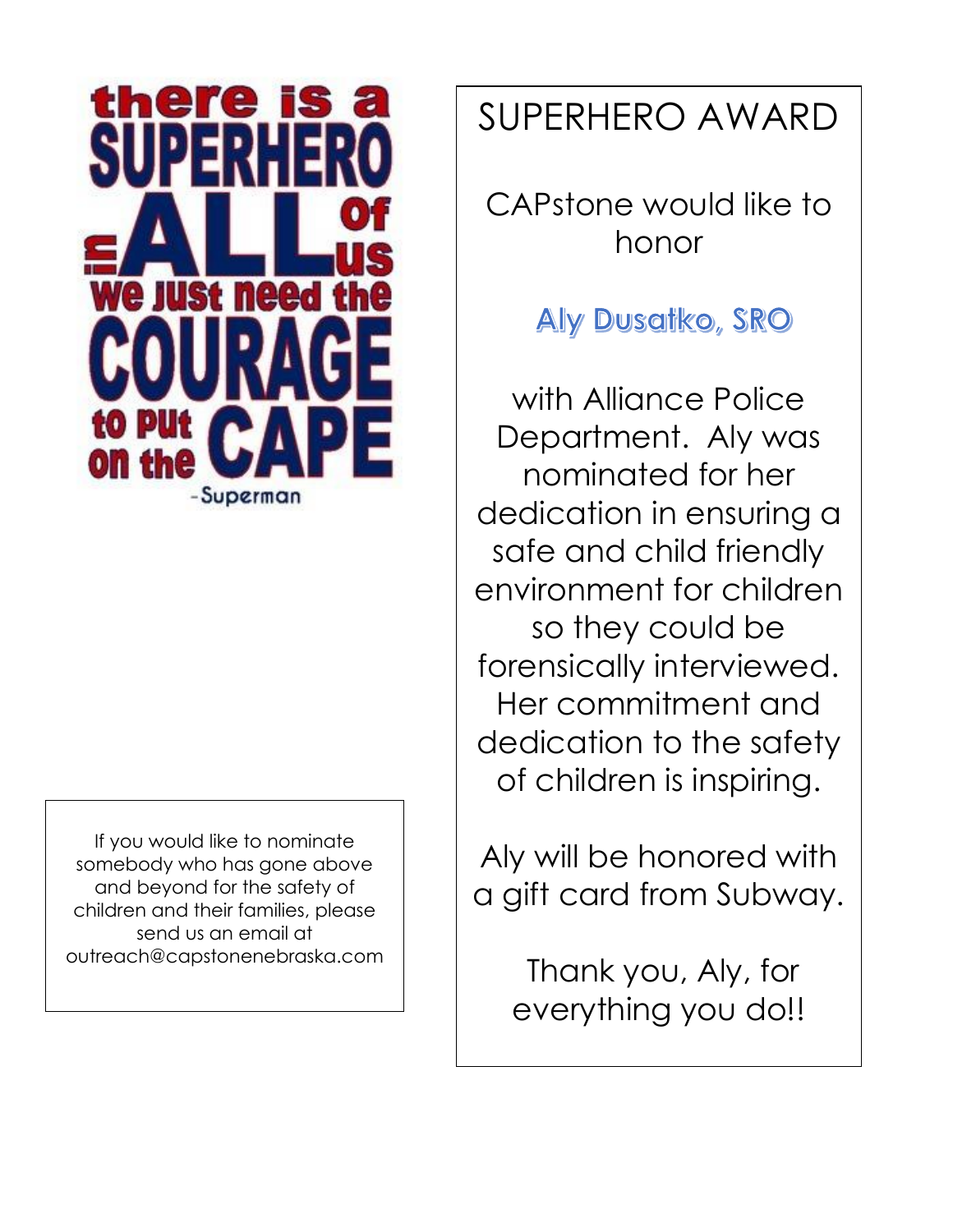there is a SUPERHERO in ALL of us we just need the COURAGE to put on the CAPE

-Superman

If you would like to nominate somebody who has gone above and beyond for the safety of children and their families, please send us an email at outreach@capstonenebraska.com

# SUPERHERO AWARD

CAPstone would like to honor

**Aly Dusatko, SRO**

with Alliance Police Department. Aly was nominated for her dedication in ensuring a safe and child friendly environment for children so they could be forensically interviewed. Her commitment and dedication to the safety of children is inspiring.

Aly will be honored with a gift card from Subway.

Thank you, Aly, for everything you do!!